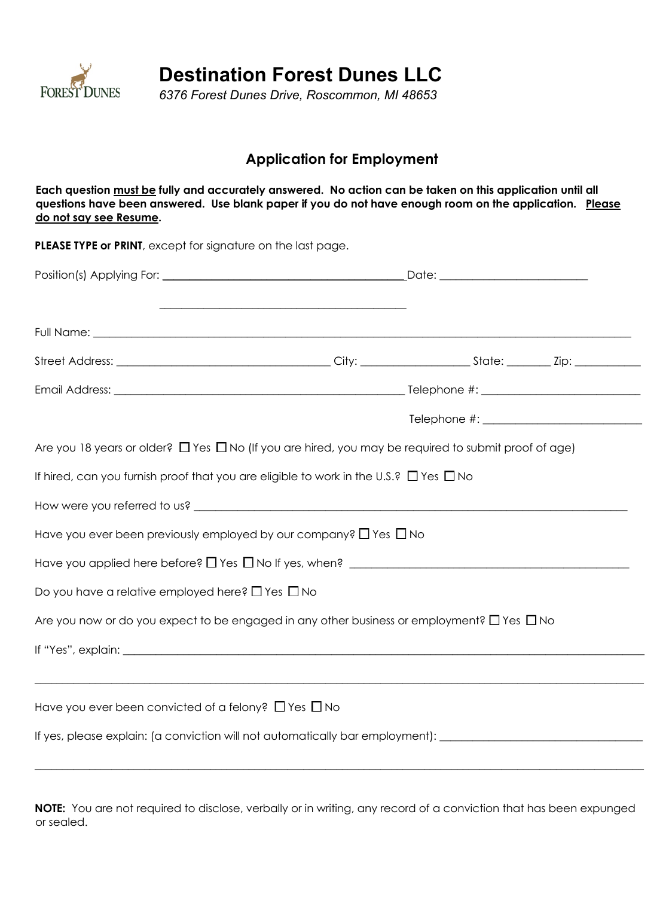# Destination Forest Dunes LLC

*6376 Forest Dunes Drive, Roscommon, MI 48653*

## Application for Employment

**Each question <u>must be</u> fully and accurately answered. No action can be taken on this application until all questions have been answered. Use blank paper if you do not have enough room on the application. <u>Please do not say see Resume</u>.**

**PLEASE TYPE or PRINT**, except for signature on the last page.

Position(s) Applying For: ___________________________________________ Date: ___________________________

___________________________________________

Full Name: ______________________________________________________________________________________________

Street Address: _____________________________________ City: ___________________ State: _______ Zip: ____________

Email Address: __________________________________________________ Telephone #: ___________________________

Telephone #: ___________________________

Are you 18 years or older? ☐ Yes ☐ No (If you are hired, you may be required to submit proof of age)

If hired, can you furnish proof that you are eligible to work in the U.S.? ☐ Yes ☐ No

How were you referred to us? ___________________________________________________________________________

Have you ever been previously employed by our company? ☐ Yes ☐ No

Have you applied here before? ☐ Yes ☐ No If yes, when? _________________________________________________

Do you have a relative employed here? ☐ Yes ☐ No

Are you now or do you expect to be engaged in any other business or employment? ☐ Yes ☐ No

If "Yes", explain: ___________________________________________________________________________________________

______________________________________________________________________________________________________

Have you ever been convicted of a felony? ☐ Yes ☐ No

If yes, please explain: (a conviction will not automatically bar employment): ____________________________________

______________________________________________________________________________________________________

**NOTE:** You are not required to disclose, verbally or in writing, any record of a conviction that has been expunged or sealed.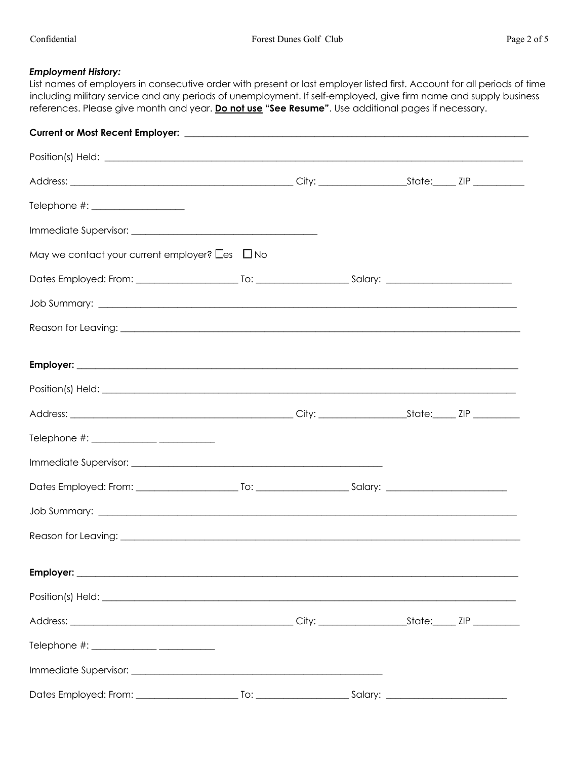***Employment History:***
List names of employers in consecutive order with present or last employer listed first. Account for all periods of time including military service and any periods of unemployment. If self-employed, give firm name and supply business references. Please give month and year. **Do not use "See Resume"**. Use additional pages if necessary.

**Current or Most Recent Employer:** ____________________________________________

Position(s) Held: ____________________________________________

Address: ______________________________ City: ______________ State:_____ ZIP __________

Telephone #: ________________

Immediate Supervisor: ______________________________

May we contact your current employer? ☐Yes ☐ No

Dates Employed: From: ________________ To: ______________ Salary: ____________________

Job Summary: ____________________________________________

Reason for Leaving: ____________________________________________

**Employer:** ____________________________________________

Position(s) Held: ____________________________________________

Address: ______________________________ City: ______________ State:_____ ZIP __________

Telephone #: ____________ __________

Immediate Supervisor: ______________________________

Dates Employed: From: ________________ To: ______________ Salary: ____________________

Job Summary: ____________________________________________

Reason for Leaving: ____________________________________________

**Employer:** ____________________________________________

Position(s) Held: ____________________________________________

Address: ______________________________ City: ______________ State:_____ ZIP __________

Telephone #: ____________ __________

Immediate Supervisor: ______________________________

Dates Employed: From: ________________ To: ______________ Salary: ____________________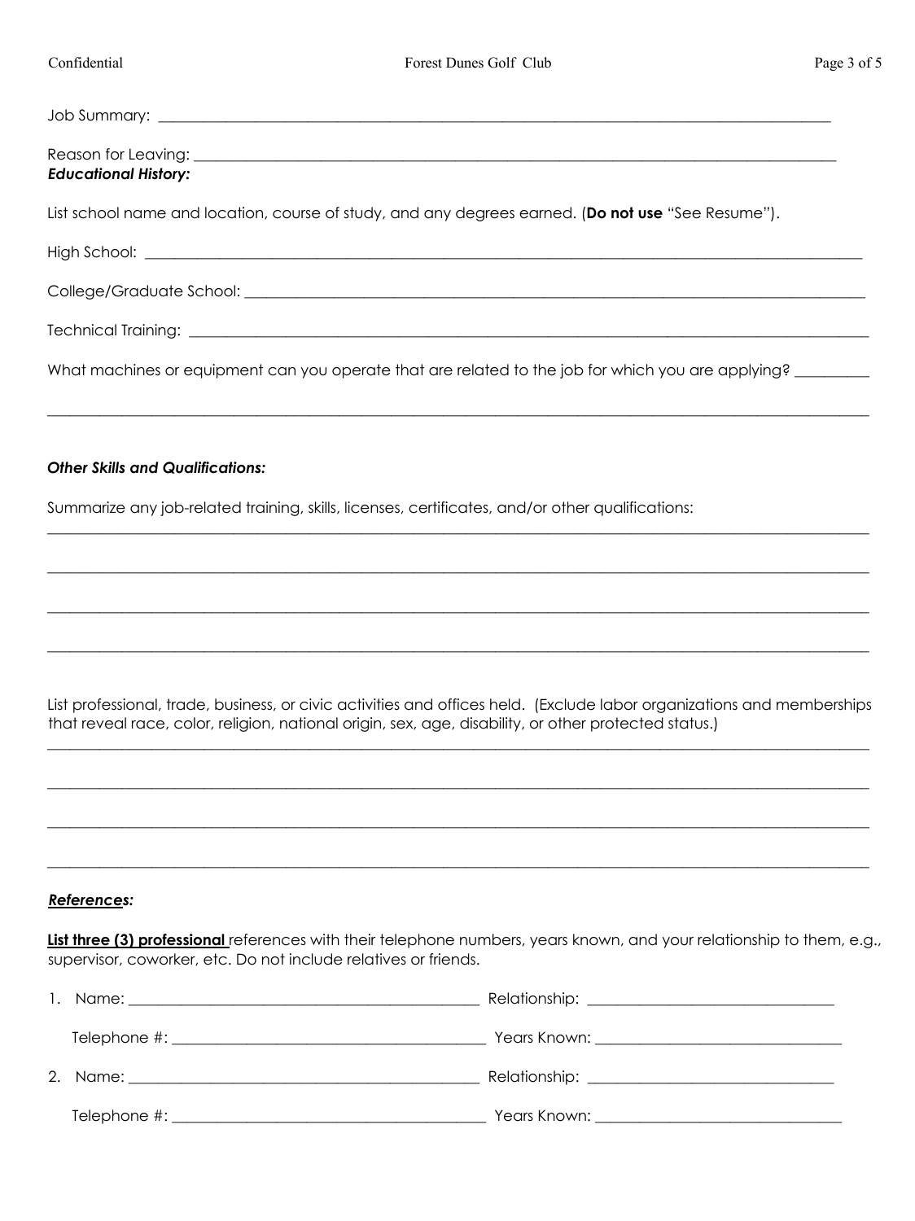Job Summary: ______________________________________________________________________________

Reason for Leaving: ___________________________________________________________________________

***Educational History:***

List school name and location, course of study, and any degrees earned. (**Do not use** "See Resume").

High School: _________________________________________________________________________________

College/Graduate School: ______________________________________________________________________

Technical Training: ____________________________________________________________________________

What machines or equipment can you operate that are related to the job for which you are applying? _________

_____________________________________________________________________________________________

***Other Skills and Qualifications:***

Summarize any job-related training, skills, licenses, certificates, and/or other qualifications:

_____________________________________________________________________________________________

_____________________________________________________________________________________________

_____________________________________________________________________________________________

_____________________________________________________________________________________________

List professional, trade, business, or civic activities and offices held. (Exclude labor organizations and memberships that reveal race, color, religion, national origin, sex, age, disability, or other protected status.)

_____________________________________________________________________________________________

_____________________________________________________________________________________________

_____________________________________________________________________________________________

_____________________________________________________________________________________________

***<u>References</u>:***

**<u>List three (3) professional</u>** references with their telephone numbers, years known, and your relationship to them, e.g., supervisor, coworker, etc. Do not include relatives or friends.

1. Name: ____________________________________ Relationship: __________________________

   Telephone #: _______________________________ Years Known: __________________________

2. Name: ____________________________________ Relationship: __________________________

   Telephone #: _______________________________ Years Known: __________________________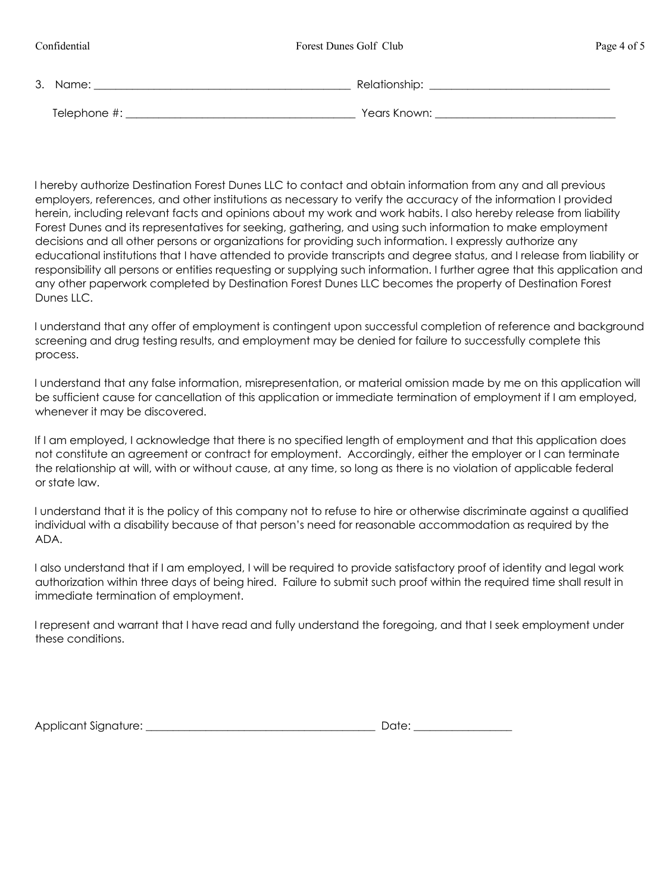3. Name: ____________________________________________ Relationship: _______________________________

Telephone #: _________________________________________ Years Known: _______________________________

I hereby authorize Destination Forest Dunes LLC to contact and obtain information from any and all previous employers, references, and other institutions as necessary to verify the accuracy of the information I provided herein, including relevant facts and opinions about my work and work habits. I also hereby release from liability Forest Dunes and its representatives for seeking, gathering, and using such information to make employment decisions and all other persons or organizations for providing such information. I expressly authorize any educational institutions that I have attended to provide transcripts and degree status, and I release from liability or responsibility all persons or entities requesting or supplying such information. I further agree that this application and any other paperwork completed by Destination Forest Dunes LLC becomes the property of Destination Forest Dunes LLC.

I understand that any offer of employment is contingent upon successful completion of reference and background screening and drug testing results, and employment may be denied for failure to successfully complete this process.

I understand that any false information, misrepresentation, or material omission made by me on this application will be sufficient cause for cancellation of this application or immediate termination of employment if I am employed, whenever it may be discovered.

If I am employed, I acknowledge that there is no specified length of employment and that this application does not constitute an agreement or contract for employment. Accordingly, either the employer or I can terminate the relationship at will, with or without cause, at any time, so long as there is no violation of applicable federal or state law.

I understand that it is the policy of this company not to refuse to hire or otherwise discriminate against a qualified individual with a disability because of that person's need for reasonable accommodation as required by the ADA.

I also understand that if I am employed, I will be required to provide satisfactory proof of identity and legal work authorization within three days of being hired. Failure to submit such proof within the required time shall result in immediate termination of employment.

I represent and warrant that I have read and fully understand the foregoing, and that I seek employment under these conditions.

Applicant Signature: ________________________________________ Date: _________________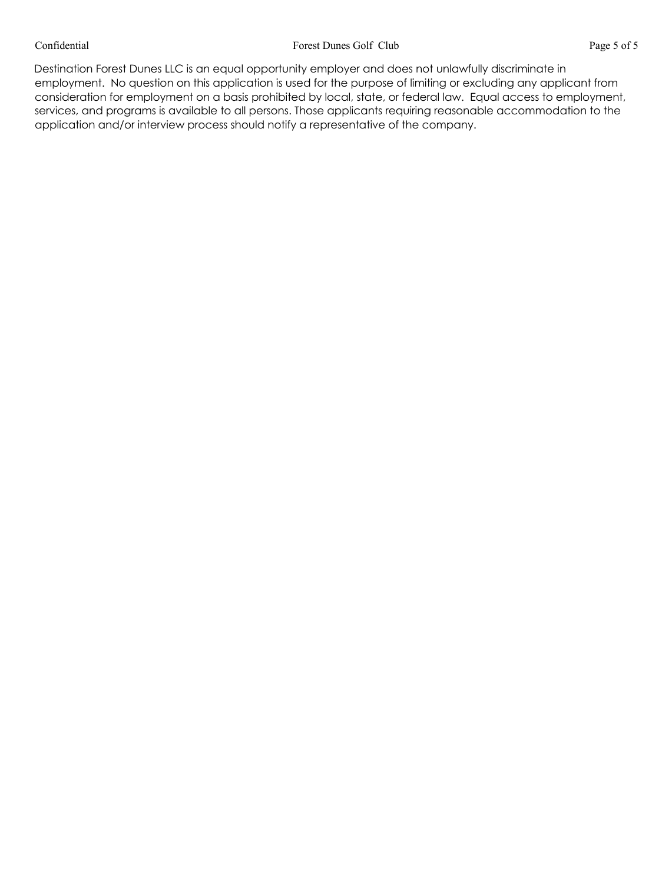Destination Forest Dunes LLC is an equal opportunity employer and does not unlawfully discriminate in employment. No question on this application is used for the purpose of limiting or excluding any applicant from consideration for employment on a basis prohibited by local, state, or federal law. Equal access to employment, services, and programs is available to all persons. Those applicants requiring reasonable accommodation to the application and/or interview process should notify a representative of the company.